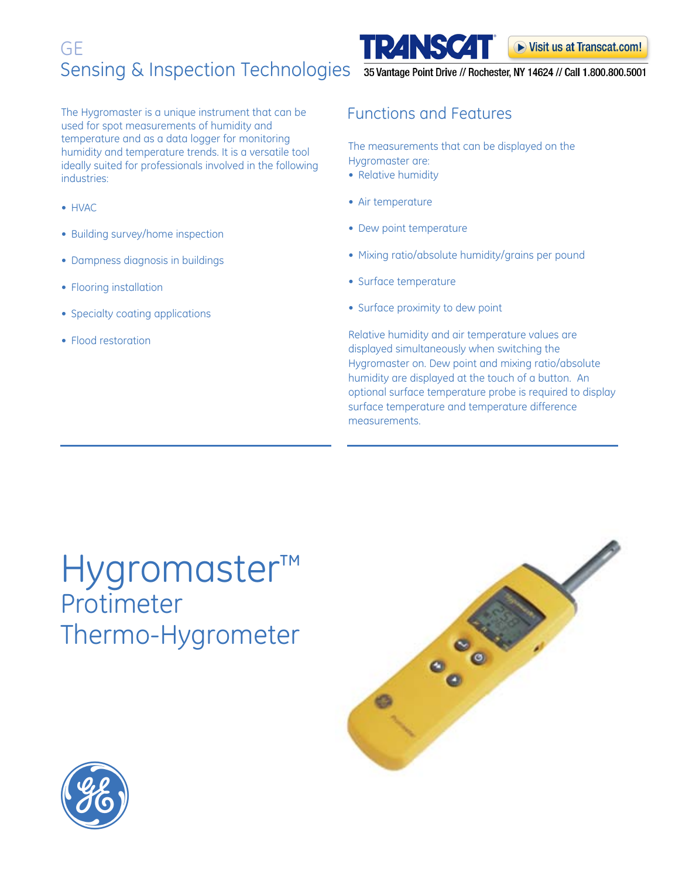GE

Sensing & Inspection Technologies

TRANSCAT

Visit us at Transcat.com!

35 Vantage Point Drive // Rochester, NY 14624 // Call 1.800.800.5001

The Hygromaster is a unique instrument that can be used for spot measurements of humidity and temperature and as a data logger for monitoring humidity and temperature trends. It is a versatile tool ideally suited for professionals involved in the following industries:

- HVAC
- Building survey/home inspection
- Dampness diagnosis in buildings
- Flooring installation
- Specialty coating applications
- Flood restoration

## Functions and Features

The measurements that can be displayed on the Hygromaster are:

- Relative humidity
- Air temperature
- Dew point temperature
- Mixing ratio/absolute humidity/grains per pound
- Surface temperature
- Surface proximity to dew point

Relative humidity and air temperature values are displayed simultaneously when switching the Hygromaster on. Dew point and mixing ratio/absolute humidity are displayed at the touch of a button. An optional surface temperature probe is required to display surface temperature and temperature difference measurements.

# Hygromaster™

## Protimeter Thermo-Hygrometer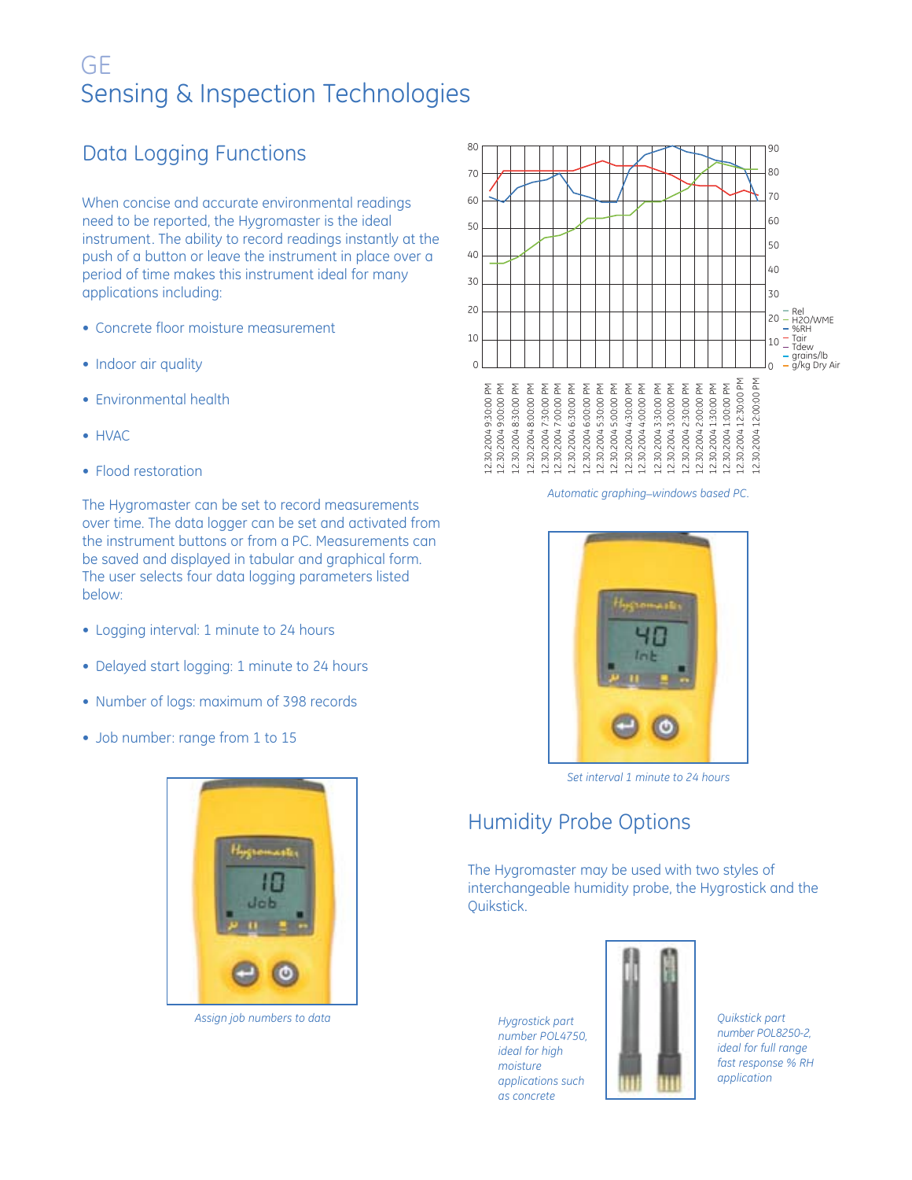GE
Sensing & Inspection Technologies

## Data Logging Functions

When concise and accurate environmental readings need to be reported, the Hygromaster is the ideal instrument. The ability to record readings instantly at the push of a button or leave the instrument in place over a period of time makes this instrument ideal for many applications including:

- Concrete floor moisture measurement
- Indoor air quality
- Environmental health
- HVAC
- Flood restoration

The Hygromaster can be set to record measurements over time. The data logger can be set and activated from the instrument buttons or from a PC. Measurements can be saved and displayed in tabular and graphical form. The user selects four data logging parameters listed below:

- Logging interval: 1 minute to 24 hours
- Delayed start logging: 1 minute to 24 hours
- Number of logs: maximum of 398 records
- Job number: range from 1 to 15

*Assign job numbers to data*

*Automatic graphing–windows based PC.*

*Set interval 1 minute to 24 hours*

## Humidity Probe Options

The Hygromaster may be used with two styles of interchangeable humidity probe, the Hygrostick and the Quikstick.

*Hygrostick part number POL4750, ideal for high moisture applications such as concrete*

*Quikstick part number POL8250-2, ideal for full range fast response % RH application*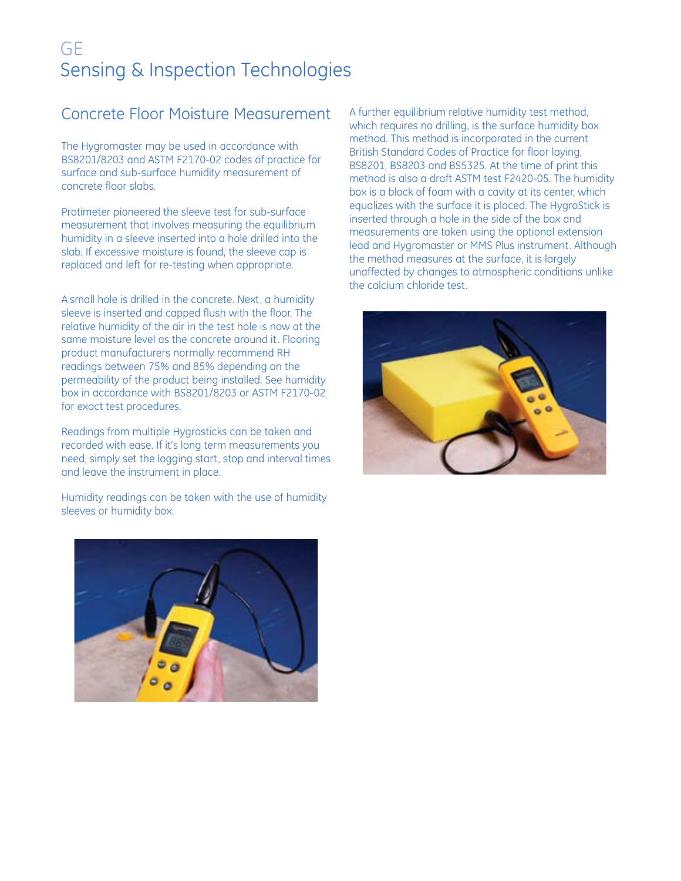GE

Sensing & Inspection Technologies

## Concrete Floor Moisture Measurement

The Hygromaster may be used in accordance with BS8201/8203 and ASTM F2170-02 codes of practice for surface and sub-surface humidity measurement of concrete floor slabs.

Protimeter pioneered the sleeve test for sub-surface measurement that involves measuring the equilibrium humidity in a sleeve inserted into a hole drilled into the slab. If excessive moisture is found, the sleeve cap is replaced and left for re-testing when appropriate.

A small hole is drilled in the concrete. Next, a humidity sleeve is inserted and capped flush with the floor. The relative humidity of the air in the test hole is now at the same moisture level as the concrete around it. Flooring product manufacturers normally recommend RH readings between 75% and 85% depending on the permeability of the product being installed. See humidity box in accordance with BS8201/8203 or ASTM F2170-02 for exact test procedures.

Readings from multiple Hygrosticks can be taken and recorded with ease. If it's long term measurements you need, simply set the logging start, stop and interval times and leave the instrument in place.

Humidity readings can be taken with the use of humidity sleeves or humidity box.

A further equilibrium relative humidity test method, which requires no drilling, is the surface humidity box method. This method is incorporated in the current British Standard Codes of Practice for floor laying, BS8201, BS8203 and BS5325. At the time of print this method is also a draft ASTM test F2420-05. The humidity box is a block of foam with a cavity at its center, which equalizes with the surface it is placed. The HygroStick is inserted through a hole in the side of the box and measurements are taken using the optional extension lead and Hygromaster or MMS Plus instrument. Although the method measures at the surface, it is largely unaffected by changes to atmospheric conditions unlike the calcium chloride test.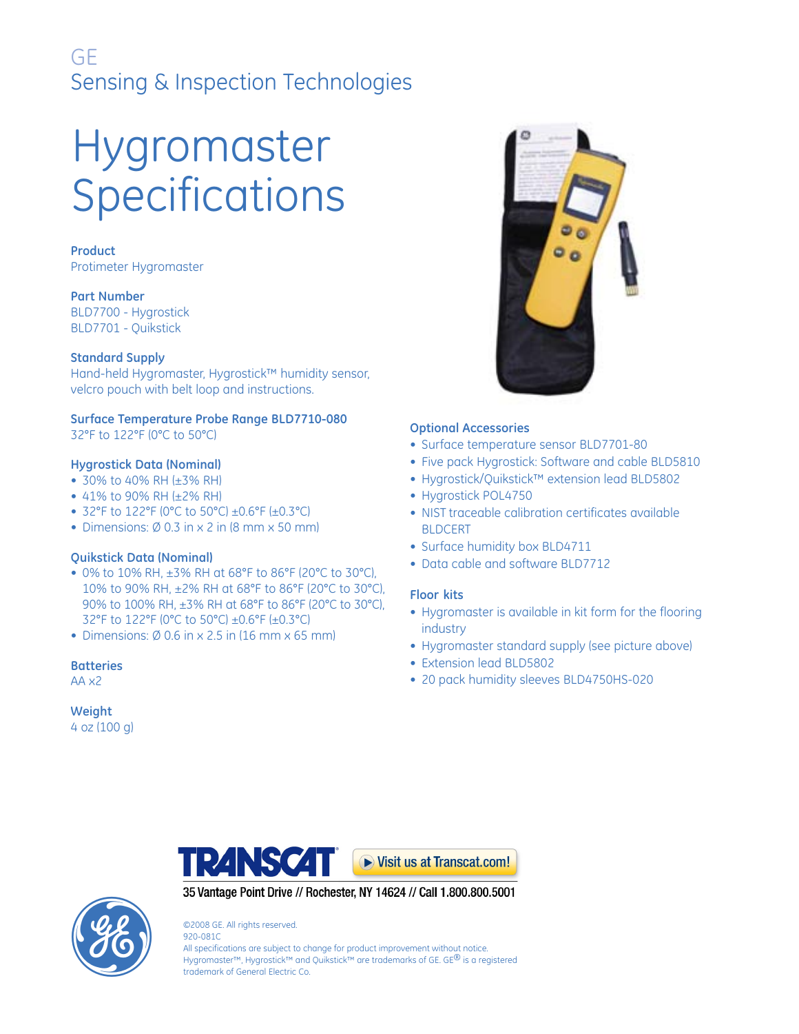GE
Sensing & Inspection Technologies

# Hygromaster Specifications

**Product**
Protimeter Hygromaster

**Part Number**
BLD7700 - Hygrostick
BLD7701 - Quikstick

**Standard Supply**
Hand-held Hygromaster, Hygrostick™ humidity sensor, velcro pouch with belt loop and instructions.

**Surface Temperature Probe Range BLD7710-080**
32°F to 122°F (0°C to 50°C)

**Hygrostick Data (Nominal)**
- 30% to 40% RH (±3% RH)
- 41% to 90% RH (±2% RH)
- 32°F to 122°F (0°C to 50°C) ±0.6°F (±0.3°C)
- Dimensions: Ø 0.3 in x 2 in (8 mm x 50 mm)

**Quikstick Data (Nominal)**
- 0% to 10% RH, ±3% RH at 68°F to 86°F (20°C to 30°C), 10% to 90% RH, ±2% RH at 68°F to 86°F (20°C to 30°C), 90% to 100% RH, ±3% RH at 68°F to 86°F (20°C to 30°C), 32°F to 122°F (0°C to 50°C) ±0.6°F (±0.3°C)
- Dimensions: Ø 0.6 in x 2.5 in (16 mm x 65 mm)

**Batteries**
AA x2

**Weight**
4 oz (100 g)

**Optional Accessories**
- Surface temperature sensor BLD7701-80
- Five pack Hygrostick: Software and cable BLD5810
- Hygrostick/Quikstick™ extension lead BLD5802
- Hygrostick POL4750
- NIST traceable calibration certificates available BLDCERT
- Surface humidity box BLD4711
- Data cable and software BLD7712

**Floor kits**
- Hygromaster is available in kit form for the flooring industry
- Hygromaster standard supply (see picture above)
- Extension lead BLD5802
- 20 pack humidity sleeves BLD4750HS-020

TRANSCAT® Visit us at Transcat.com!
35 Vantage Point Drive // Rochester, NY 14624 // Call 1.800.800.5001

©2008 GE. All rights reserved.
920-081C
All specifications are subject to change for product improvement without notice.
Hygromaster™, Hygrostick™ and Quikstick™ are trademarks of GE. GE® is a registered trademark of General Electric Co.